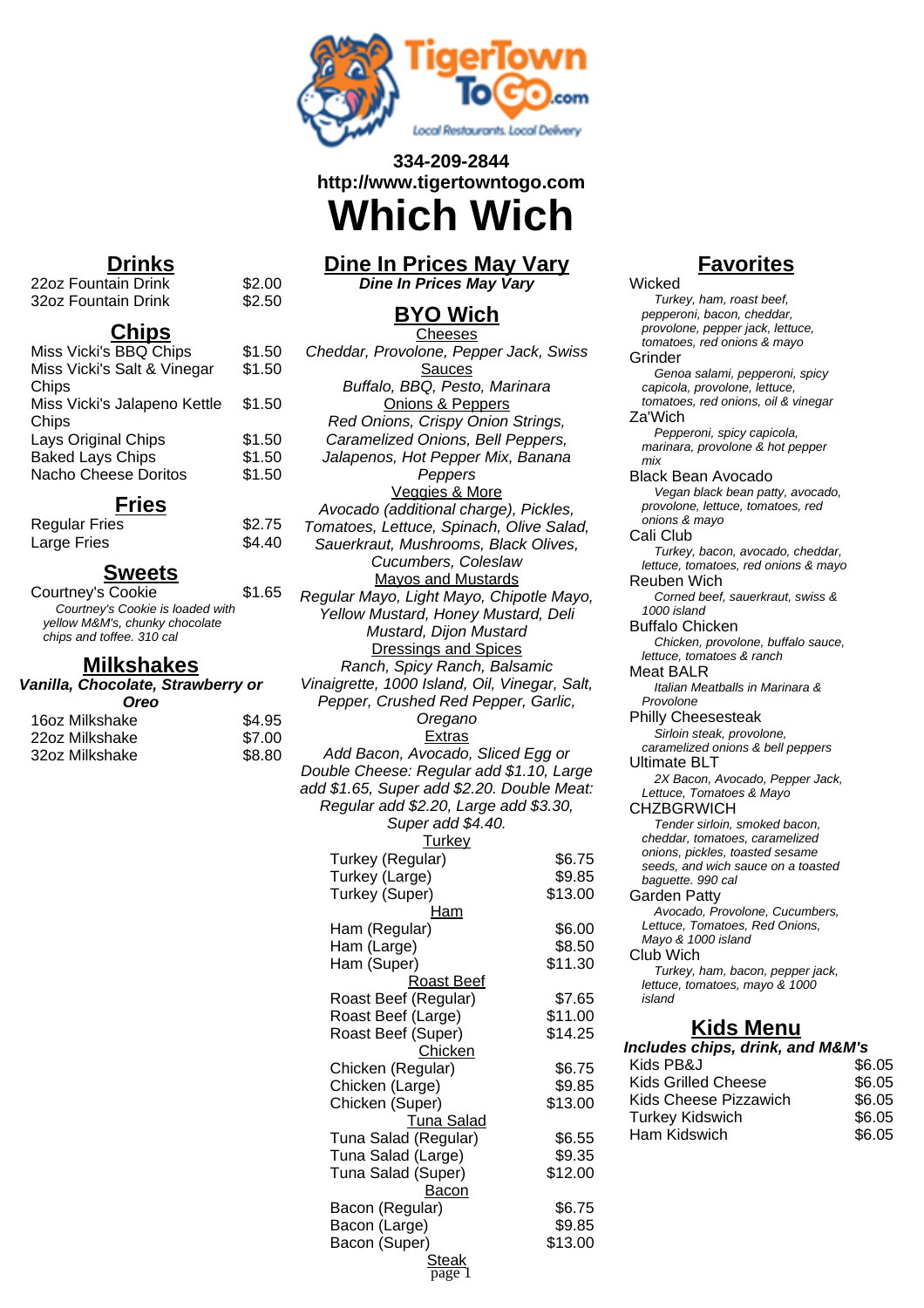334-209-2844
http://www.tigertowntogo.com

# Which Wich

## Drinks

| Item | Price |
|---|---|
| 22oz Fountain Drink | $2.00 |
| 32oz Fountain Drink | $2.50 |

## Chips

| Item | Price |
|---|---|
| Miss Vicki's BBQ Chips | $1.50 |
| Miss Vicki's Salt & Vinegar Chips | $1.50 |
| Miss Vicki's Jalapeno Kettle Chips | $1.50 |
| Lays Original Chips | $1.50 |
| Baked Lays Chips | $1.50 |
| Nacho Cheese Doritos | $1.50 |

## Fries

| Item | Price |
|---|---|
| Regular Fries | $2.75 |
| Large Fries | $4.40 |

## Sweets

| Item | Price |
|---|---|
| Courtney's Cookie | $1.65 |

*Courtney's Cookie is loaded with yellow M&M's, chunky chocolate chips and toffee. 310 cal*

## Milkshakes

***Vanilla, Chocolate, Strawberry or Oreo***

| Item | Price |
|---|---|
| 16oz Milkshake | $4.95 |
| 22oz Milkshake | $7.00 |
| 32oz Milkshake | $8.80 |

## Dine In Prices May Vary

***Dine In Prices May Vary***

## BYO Wich

Cheeses

*Cheddar, Provolone, Pepper Jack, Swiss*

Sauces

*Buffalo, BBQ, Pesto, Marinara*

Onions & Peppers

*Red Onions, Crispy Onion Strings, Caramelized Onions, Bell Peppers, Jalapenos, Hot Pepper Mix, Banana Peppers*

Veggies & More

*Avocado (additional charge), Pickles, Tomatoes, Lettuce, Spinach, Olive Salad, Sauerkraut, Mushrooms, Black Olives, Cucumbers, Coleslaw*

Mayos and Mustards

*Regular Mayo, Light Mayo, Chipotle Mayo, Yellow Mustard, Honey Mustard, Deli Mustard, Dijon Mustard*

Dressings and Spices

*Ranch, Spicy Ranch, Balsamic Vinaigrette, 1000 Island, Oil, Vinegar, Salt, Pepper, Crushed Red Pepper, Garlic, Oregano*

Extras

*Add Bacon, Avocado, Sliced Egg or Double Cheese: Regular add $1.10, Large add $1.65, Super add $2.20. Double Meat: Regular add $2.20, Large add $3.30, Super add $4.40.*

Turkey

| Item | Price |
|---|---|
| Turkey (Regular) | $6.75 |
| Turkey (Large) | $9.85 |
| Turkey (Super) | $13.00 |

Ham

| Item | Price |
|---|---|
| Ham (Regular) | $6.00 |
| Ham (Large) | $8.50 |
| Ham (Super) | $11.30 |

Roast Beef

| Item | Price |
|---|---|
| Roast Beef (Regular) | $7.65 |
| Roast Beef (Large) | $11.00 |
| Roast Beef (Super) | $14.25 |

Chicken

| Item | Price |
|---|---|
| Chicken (Regular) | $6.75 |
| Chicken (Large) | $9.85 |
| Chicken (Super) | $13.00 |

Tuna Salad

| Item | Price |
|---|---|
| Tuna Salad (Regular) | $6.55 |
| Tuna Salad (Large) | $9.35 |
| Tuna Salad (Super) | $12.00 |

Bacon

| Item | Price |
|---|---|
| Bacon (Regular) | $6.75 |
| Bacon (Large) | $9.85 |
| Bacon (Super) | $13.00 |

Steak

## Favorites

Wicked
*Turkey, ham, roast beef, pepperoni, bacon, cheddar, provolone, pepper jack, lettuce, tomatoes, red onions & mayo*

Grinder
*Genoa salami, pepperoni, spicy capicola, provolone, lettuce, tomatoes, red onions, oil & vinegar*

Za'Wich
*Pepperoni, spicy capicola, marinara, provolone & hot pepper mix*

Black Bean Avocado
*Vegan black bean patty, avocado, provolone, lettuce, tomatoes, red onions & mayo*

Cali Club
*Turkey, bacon, avocado, cheddar, lettuce, tomatoes, red onions & mayo*

Reuben Wich
*Corned beef, sauerkraut, swiss & 1000 island*

Buffalo Chicken
*Chicken, provolone, buffalo sauce, lettuce, tomatoes & ranch*

Meat BALR
*Italian Meatballs in Marinara & Provolone*

Philly Cheesesteak
*Sirloin steak, provolone, caramelized onions & bell peppers*

Ultimate BLT
*2X Bacon, Avocado, Pepper Jack, Lettuce, Tomatoes & Mayo*

CHZBGRWICH
*Tender sirloin, smoked bacon, cheddar, tomatoes, caramelized onions, pickles, toasted sesame seeds, and wich sauce on a toasted baguette. 990 cal*

Garden Patty
*Avocado, Provolone, Cucumbers, Lettuce, Tomatoes, Red Onions, Mayo & 1000 island*

Club Wich
*Turkey, ham, bacon, pepper jack, lettuce, tomatoes, mayo & 1000 island*

## Kids Menu

***Includes chips, drink, and M&M's***

| Item | Price |
|---|---|
| Kids PB&J | $6.05 |
| Kids Grilled Cheese | $6.05 |
| Kids Cheese Pizzawich | $6.05 |
| Turkey Kidswich | $6.05 |
| Ham Kidswich | $6.05 |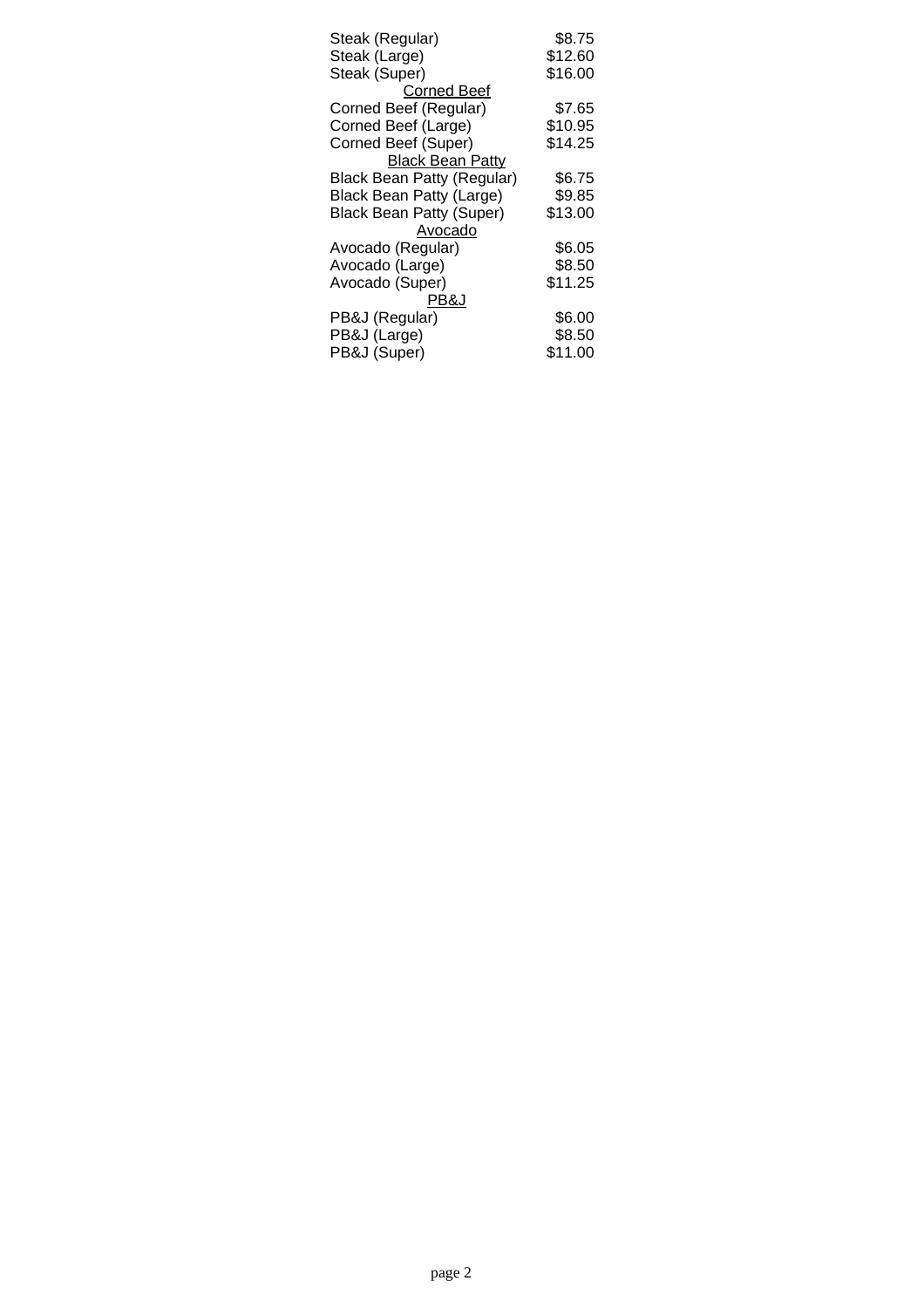| | |
|---|---|
| Steak (Regular) | $8.75 |
| Steak (Large) | $12.60 |
| Steak (Super) | $16.00 |
| Corned Beef | |
| Corned Beef (Regular) | $7.65 |
| Corned Beef (Large) | $10.95 |
| Corned Beef (Super) | $14.25 |
| Black Bean Patty | |
| Black Bean Patty (Regular) | $6.75 |
| Black Bean Patty (Large) | $9.85 |
| Black Bean Patty (Super) | $13.00 |
| Avocado | |
| Avocado (Regular) | $6.05 |
| Avocado (Large) | $8.50 |
| Avocado (Super) | $11.25 |
| PB&J | |
| PB&J (Regular) | $6.00 |
| PB&J (Large) | $8.50 |
| PB&J (Super) | $11.00 |